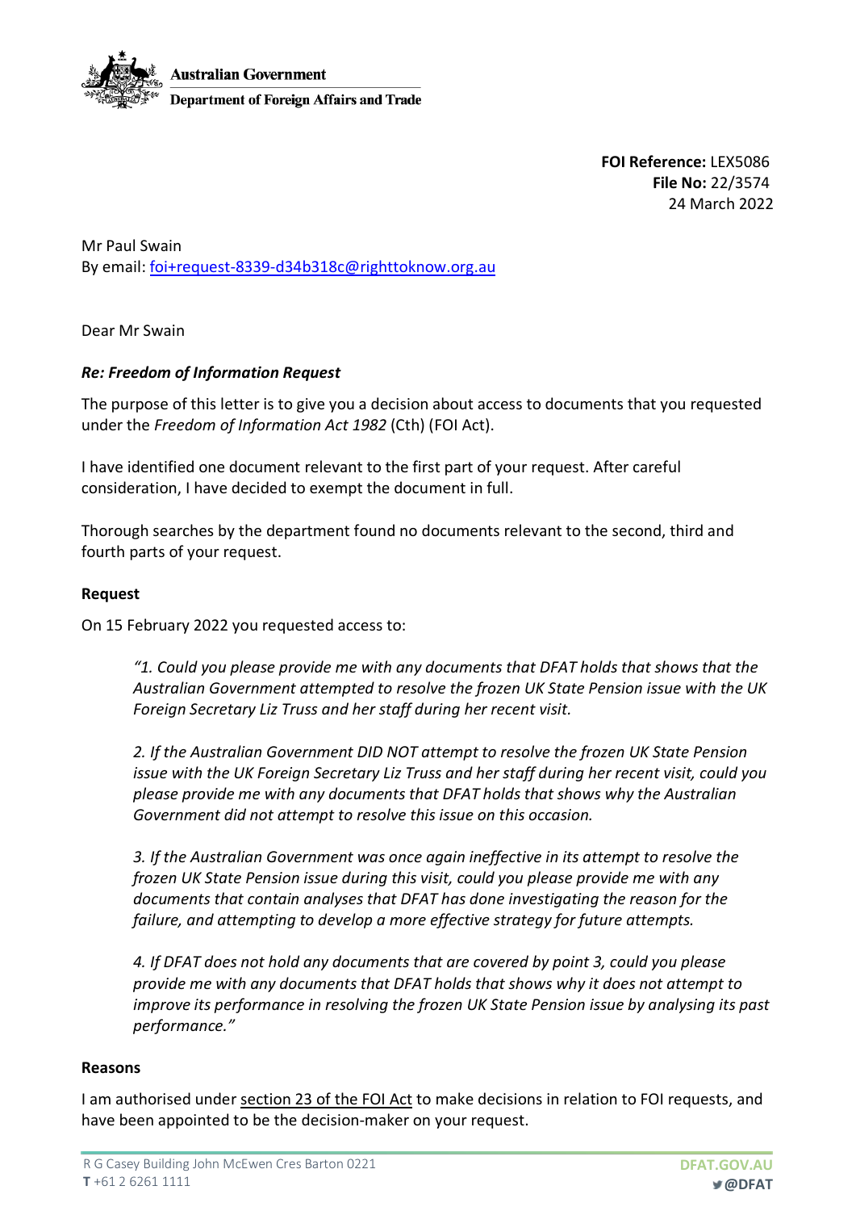Australian Government
Department of Foreign Affairs and Trade

**FOI Reference:** LEX5086
**File No:** 22/3574
24 March 2022

Mr Paul Swain
By email: foi+request-8339-d34b318c@righttoknow.org.au

Dear Mr Swain

***Re: Freedom of Information Request***

The purpose of this letter is to give you a decision about access to documents that you requested under the *Freedom of Information Act 1982* (Cth) (FOI Act).

I have identified one document relevant to the first part of your request. After careful consideration, I have decided to exempt the document in full.

Thorough searches by the department found no documents relevant to the second, third and fourth parts of your request.

**Request**

On 15 February 2022 you requested access to:

> *"1. Could you please provide me with any documents that DFAT holds that shows that the Australian Government attempted to resolve the frozen UK State Pension issue with the UK Foreign Secretary Liz Truss and her staff during her recent visit.*
>
> *2. If the Australian Government DID NOT attempt to resolve the frozen UK State Pension issue with the UK Foreign Secretary Liz Truss and her staff during her recent visit, could you please provide me with any documents that DFAT holds that shows why the Australian Government did not attempt to resolve this issue on this occasion.*
>
> *3. If the Australian Government was once again ineffective in its attempt to resolve the frozen UK State Pension issue during this visit, could you please provide me with any documents that contain analyses that DFAT has done investigating the reason for the failure, and attempting to develop a more effective strategy for future attempts.*
>
> *4. If DFAT does not hold any documents that are covered by point 3, could you please provide me with any documents that DFAT holds that shows why it does not attempt to improve its performance in resolving the frozen UK State Pension issue by analysing its past performance."*

**Reasons**

I am authorised under section 23 of the FOI Act to make decisions in relation to FOI requests, and have been appointed to be the decision-maker on your request.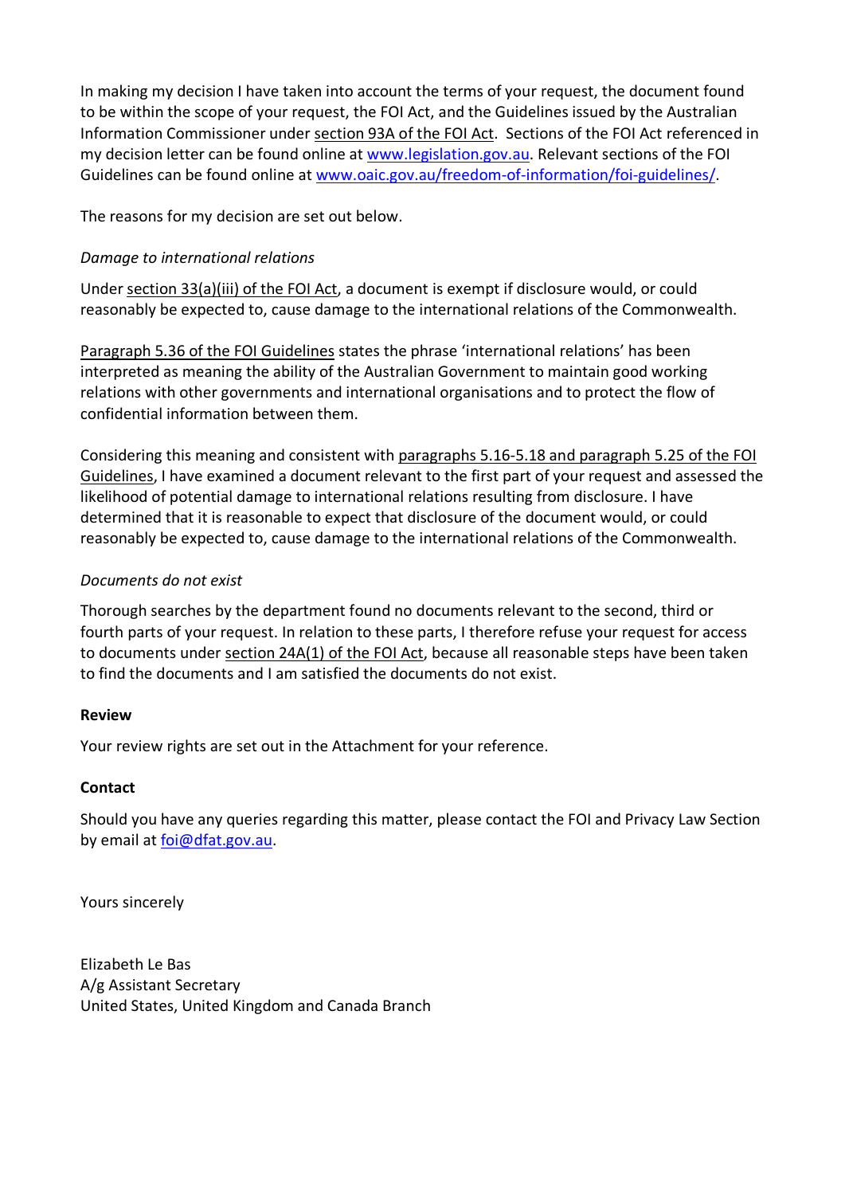In making my decision I have taken into account the terms of your request, the document found to be within the scope of your request, the FOI Act, and the Guidelines issued by the Australian Information Commissioner under section 93A of the FOI Act. Sections of the FOI Act referenced in my decision letter can be found online at www.legislation.gov.au. Relevant sections of the FOI Guidelines can be found online at www.oaic.gov.au/freedom-of-information/foi-guidelines/.

The reasons for my decision are set out below.

*Damage to international relations*

Under section 33(a)(iii) of the FOI Act, a document is exempt if disclosure would, or could reasonably be expected to, cause damage to the international relations of the Commonwealth.

Paragraph 5.36 of the FOI Guidelines states the phrase 'international relations' has been interpreted as meaning the ability of the Australian Government to maintain good working relations with other governments and international organisations and to protect the flow of confidential information between them.

Considering this meaning and consistent with paragraphs 5.16-5.18 and paragraph 5.25 of the FOI Guidelines, I have examined a document relevant to the first part of your request and assessed the likelihood of potential damage to international relations resulting from disclosure. I have determined that it is reasonable to expect that disclosure of the document would, or could reasonably be expected to, cause damage to the international relations of the Commonwealth.

*Documents do not exist*

Thorough searches by the department found no documents relevant to the second, third or fourth parts of your request. In relation to these parts, I therefore refuse your request for access to documents under section 24A(1) of the FOI Act, because all reasonable steps have been taken to find the documents and I am satisfied the documents do not exist.

**Review**

Your review rights are set out in the Attachment for your reference.

**Contact**

Should you have any queries regarding this matter, please contact the FOI and Privacy Law Section by email at foi@dfat.gov.au.

Yours sincerely

Elizabeth Le Bas
A/g Assistant Secretary
United States, United Kingdom and Canada Branch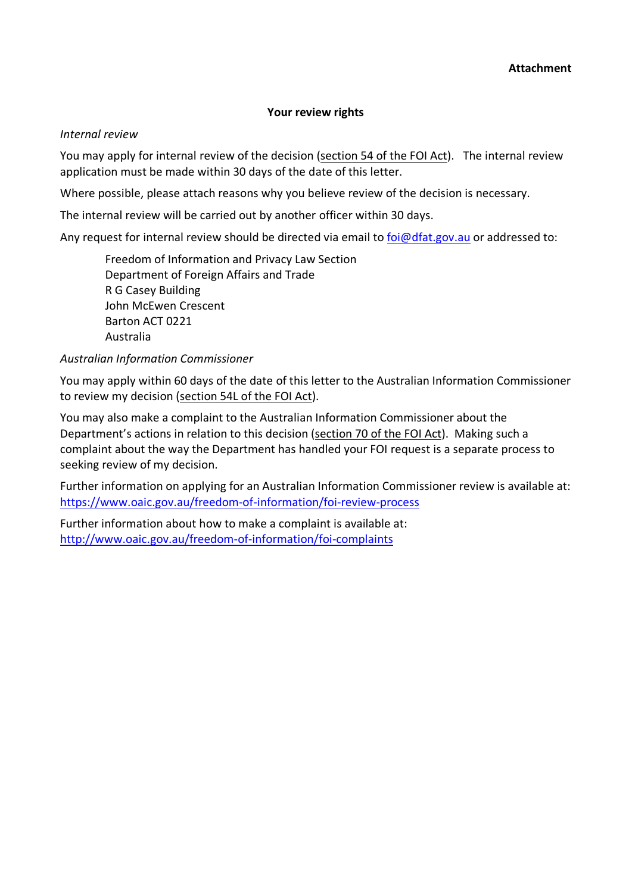**Attachment**

## Your review rights

*Internal review*

You may apply for internal review of the decision (section 54 of the FOI Act). The internal review application must be made within 30 days of the date of this letter.

Where possible, please attach reasons why you believe review of the decision is necessary.

The internal review will be carried out by another officer within 30 days.

Any request for internal review should be directed via email to foi@dfat.gov.au or addressed to:

Freedom of Information and Privacy Law Section
Department of Foreign Affairs and Trade
R G Casey Building
John McEwen Crescent
Barton ACT 0221
Australia

*Australian Information Commissioner*

You may apply within 60 days of the date of this letter to the Australian Information Commissioner to review my decision (section 54L of the FOI Act).

You may also make a complaint to the Australian Information Commissioner about the Department's actions in relation to this decision (section 70 of the FOI Act). Making such a complaint about the way the Department has handled your FOI request is a separate process to seeking review of my decision.

Further information on applying for an Australian Information Commissioner review is available at: https://www.oaic.gov.au/freedom-of-information/foi-review-process

Further information about how to make a complaint is available at: http://www.oaic.gov.au/freedom-of-information/foi-complaints